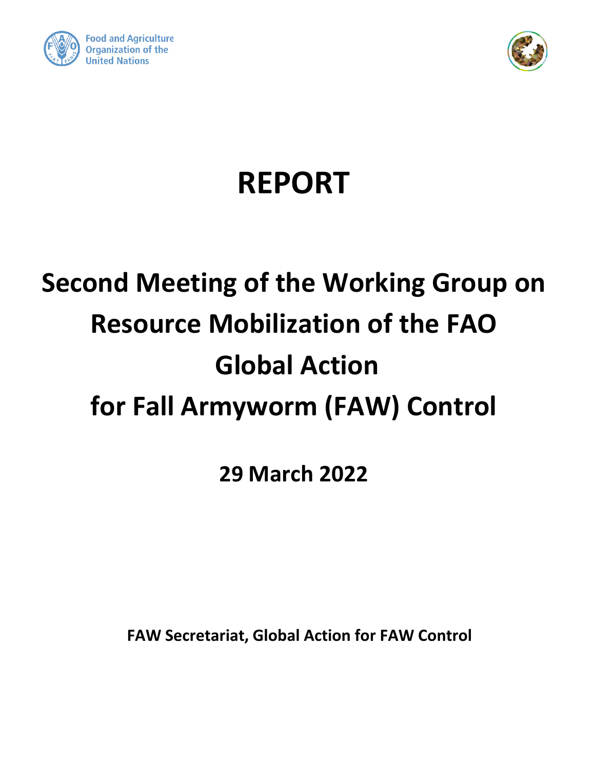Food and Agriculture Organization of the United Nations

# REPORT

# Second Meeting of the Working Group on Resource Mobilization of the FAO Global Action for Fall Armyworm (FAW) Control

**29 March 2022**

**FAW Secretariat, Global Action for FAW Control**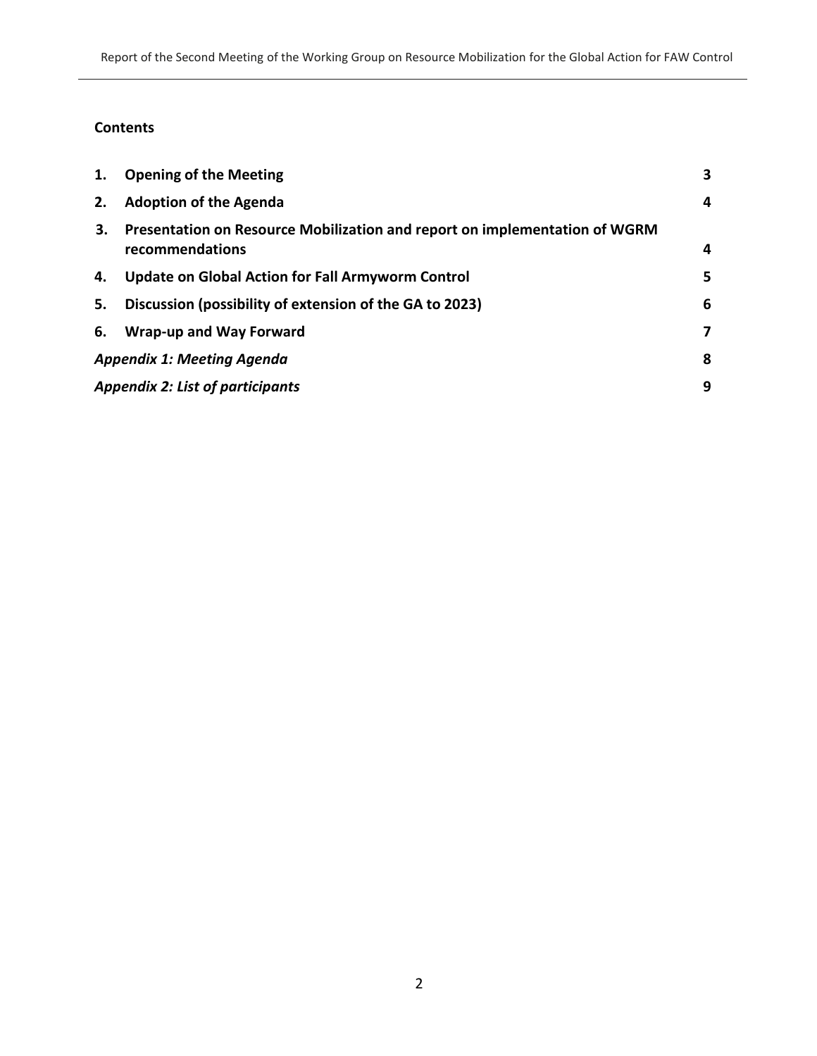## Contents

| | | |
|---|---|---|
| **1.** | **Opening of the Meeting** | **3** |
| **2.** | **Adoption of the Agenda** | **4** |
| **3.** | **Presentation on Resource Mobilization and report on implementation of WGRM recommendations** | **4** |
| **4.** | **Update on Global Action for Fall Armyworm Control** | **5** |
| **5.** | **Discussion (possibility of extension of the GA to 2023)** | **6** |
| **6.** | **Wrap-up and Way Forward** | **7** |
| ***Appendix 1: Meeting Agenda*** | | **8** |
| ***Appendix 2: List of participants*** | | **9** |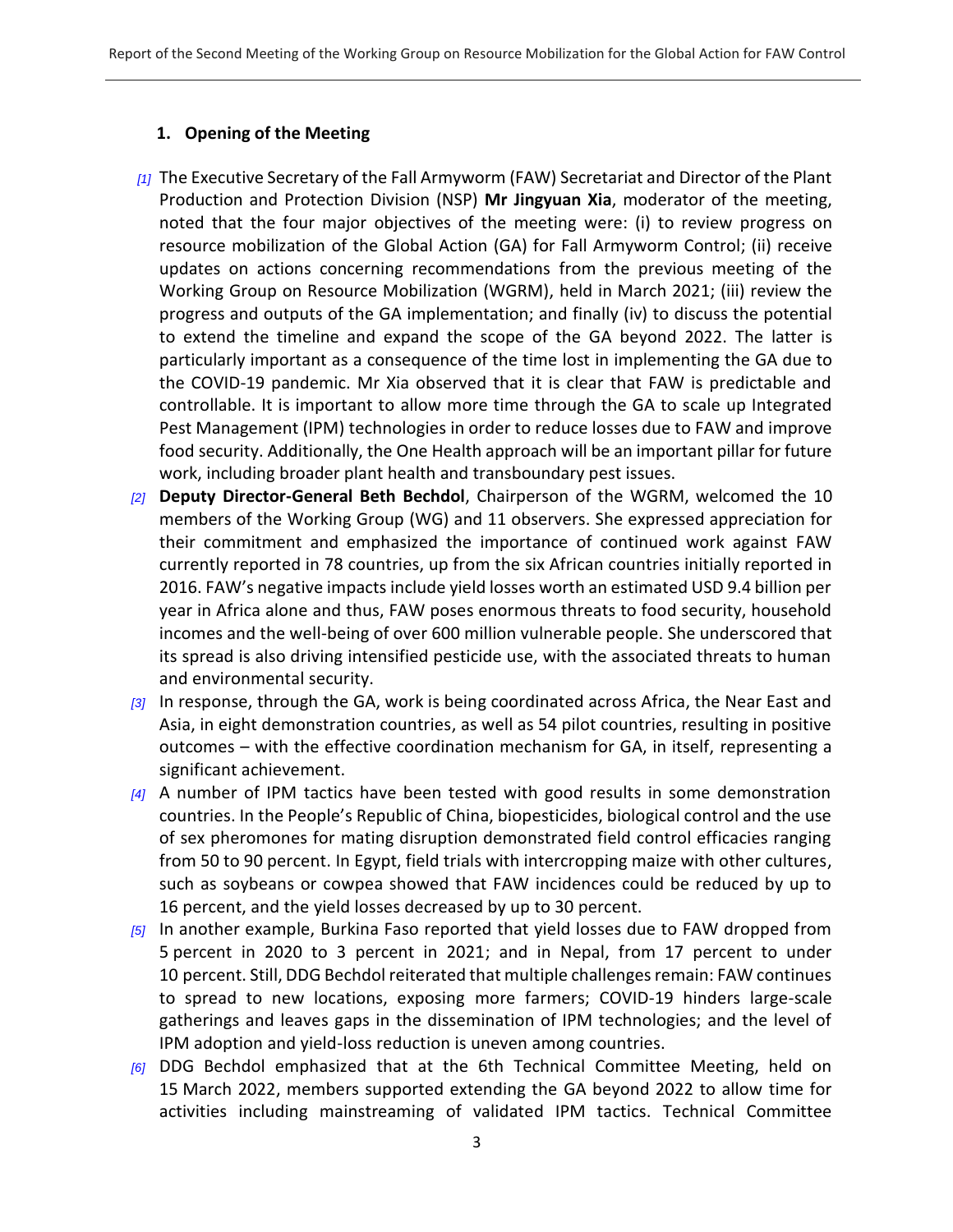## 1. Opening of the Meeting

[1] The Executive Secretary of the Fall Armyworm (FAW) Secretariat and Director of the Plant Production and Protection Division (NSP) **Mr Jingyuan Xia**, moderator of the meeting, noted that the four major objectives of the meeting were: (i) to review progress on resource mobilization of the Global Action (GA) for Fall Armyworm Control; (ii) receive updates on actions concerning recommendations from the previous meeting of the Working Group on Resource Mobilization (WGRM), held in March 2021; (iii) review the progress and outputs of the GA implementation; and finally (iv) to discuss the potential to extend the timeline and expand the scope of the GA beyond 2022. The latter is particularly important as a consequence of the time lost in implementing the GA due to the COVID-19 pandemic. Mr Xia observed that it is clear that FAW is predictable and controllable. It is important to allow more time through the GA to scale up Integrated Pest Management (IPM) technologies in order to reduce losses due to FAW and improve food security. Additionally, the One Health approach will be an important pillar for future work, including broader plant health and transboundary pest issues.

[2] **Deputy Director-General Beth Bechdol**, Chairperson of the WGRM, welcomed the 10 members of the Working Group (WG) and 11 observers. She expressed appreciation for their commitment and emphasized the importance of continued work against FAW currently reported in 78 countries, up from the six African countries initially reported in 2016. FAW's negative impacts include yield losses worth an estimated USD 9.4 billion per year in Africa alone and thus, FAW poses enormous threats to food security, household incomes and the well-being of over 600 million vulnerable people. She underscored that its spread is also driving intensified pesticide use, with the associated threats to human and environmental security.

[3] In response, through the GA, work is being coordinated across Africa, the Near East and Asia, in eight demonstration countries, as well as 54 pilot countries, resulting in positive outcomes – with the effective coordination mechanism for GA, in itself, representing a significant achievement.

[4] A number of IPM tactics have been tested with good results in some demonstration countries. In the People's Republic of China, biopesticides, biological control and the use of sex pheromones for mating disruption demonstrated field control efficacies ranging from 50 to 90 percent. In Egypt, field trials with intercropping maize with other cultures, such as soybeans or cowpea showed that FAW incidences could be reduced by up to 16 percent, and the yield losses decreased by up to 30 percent.

[5] In another example, Burkina Faso reported that yield losses due to FAW dropped from 5 percent in 2020 to 3 percent in 2021; and in Nepal, from 17 percent to under 10 percent. Still, DDG Bechdol reiterated that multiple challenges remain: FAW continues to spread to new locations, exposing more farmers; COVID-19 hinders large-scale gatherings and leaves gaps in the dissemination of IPM technologies; and the level of IPM adoption and yield-loss reduction is uneven among countries.

[6] DDG Bechdol emphasized that at the 6th Technical Committee Meeting, held on 15 March 2022, members supported extending the GA beyond 2022 to allow time for activities including mainstreaming of validated IPM tactics. Technical Committee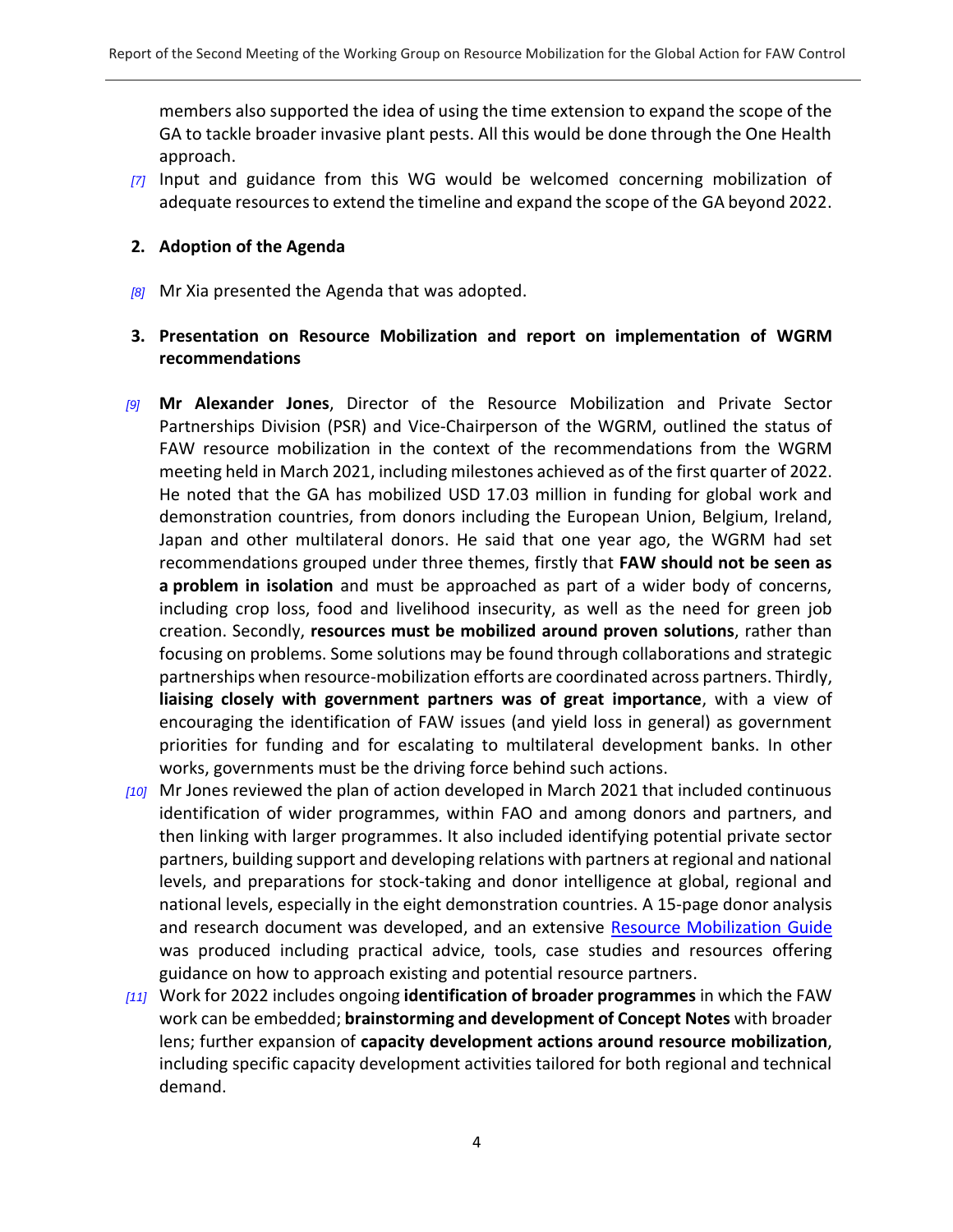members also supported the idea of using the time extension to expand the scope of the GA to tackle broader invasive plant pests. All this would be done through the One Health approach.

*[7]* Input and guidance from this WG would be welcomed concerning mobilization of adequate resources to extend the timeline and expand the scope of the GA beyond 2022.

## 2. Adoption of the Agenda

*[8]* Mr Xia presented the Agenda that was adopted.

## 3. Presentation on Resource Mobilization and report on implementation of WGRM recommendations

*[9]* **Mr Alexander Jones**, Director of the Resource Mobilization and Private Sector Partnerships Division (PSR) and Vice-Chairperson of the WGRM, outlined the status of FAW resource mobilization in the context of the recommendations from the WGRM meeting held in March 2021, including milestones achieved as of the first quarter of 2022. He noted that the GA has mobilized USD 17.03 million in funding for global work and demonstration countries, from donors including the European Union, Belgium, Ireland, Japan and other multilateral donors. He said that one year ago, the WGRM had set recommendations grouped under three themes, firstly that **FAW should not be seen as a problem in isolation** and must be approached as part of a wider body of concerns, including crop loss, food and livelihood insecurity, as well as the need for green job creation. Secondly, **resources must be mobilized around proven solutions**, rather than focusing on problems. Some solutions may be found through collaborations and strategic partnerships when resource-mobilization efforts are coordinated across partners. Thirdly, **liaising closely with government partners was of great importance**, with a view of encouraging the identification of FAW issues (and yield loss in general) as government priorities for funding and for escalating to multilateral development banks. In other works, governments must be the driving force behind such actions.

*[10]* Mr Jones reviewed the plan of action developed in March 2021 that included continuous identification of wider programmes, within FAO and among donors and partners, and then linking with larger programmes. It also included identifying potential private sector partners, building support and developing relations with partners at regional and national levels, and preparations for stock-taking and donor intelligence at global, regional and national levels, especially in the eight demonstration countries. A 15-page donor analysis and research document was developed, and an extensive Resource Mobilization Guide was produced including practical advice, tools, case studies and resources offering guidance on how to approach existing and potential resource partners.

*[11]* Work for 2022 includes ongoing **identification of broader programmes** in which the FAW work can be embedded; **brainstorming and development of Concept Notes** with broader lens; further expansion of **capacity development actions around resource mobilization**, including specific capacity development activities tailored for both regional and technical demand.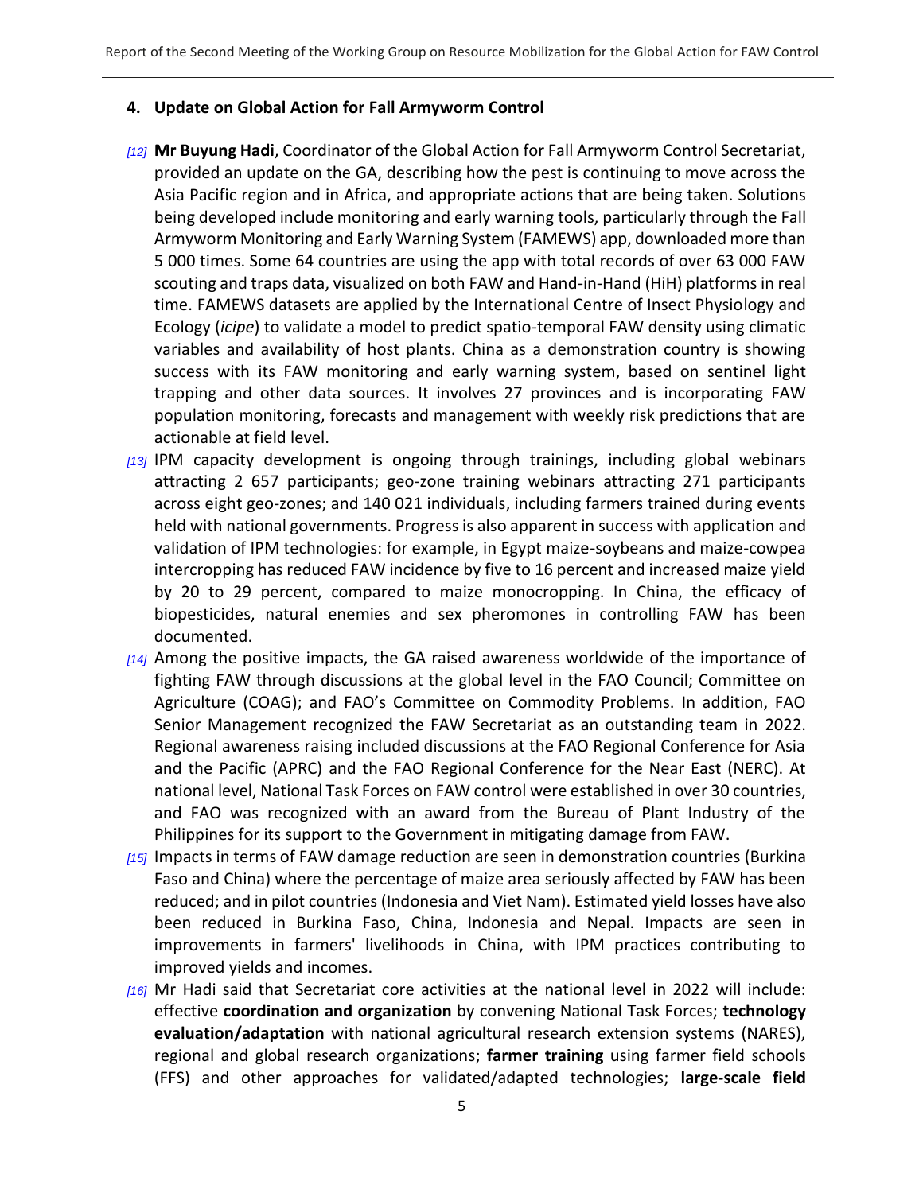## 4. Update on Global Action for Fall Armyworm Control

*[12]* **Mr Buyung Hadi**, Coordinator of the Global Action for Fall Armyworm Control Secretariat, provided an update on the GA, describing how the pest is continuing to move across the Asia Pacific region and in Africa, and appropriate actions that are being taken. Solutions being developed include monitoring and early warning tools, particularly through the Fall Armyworm Monitoring and Early Warning System (FAMEWS) app, downloaded more than 5 000 times. Some 64 countries are using the app with total records of over 63 000 FAW scouting and traps data, visualized on both FAW and Hand-in-Hand (HiH) platforms in real time. FAMEWS datasets are applied by the International Centre of Insect Physiology and Ecology (*icipe*) to validate a model to predict spatio-temporal FAW density using climatic variables and availability of host plants. China as a demonstration country is showing success with its FAW monitoring and early warning system, based on sentinel light trapping and other data sources. It involves 27 provinces and is incorporating FAW population monitoring, forecasts and management with weekly risk predictions that are actionable at field level.

*[13]* IPM capacity development is ongoing through trainings, including global webinars attracting 2 657 participants; geo-zone training webinars attracting 271 participants across eight geo-zones; and 140 021 individuals, including farmers trained during events held with national governments. Progress is also apparent in success with application and validation of IPM technologies: for example, in Egypt maize-soybeans and maize-cowpea intercropping has reduced FAW incidence by five to 16 percent and increased maize yield by 20 to 29 percent, compared to maize monocropping. In China, the efficacy of biopesticides, natural enemies and sex pheromones in controlling FAW has been documented.

*[14]* Among the positive impacts, the GA raised awareness worldwide of the importance of fighting FAW through discussions at the global level in the FAO Council; Committee on Agriculture (COAG); and FAO's Committee on Commodity Problems. In addition, FAO Senior Management recognized the FAW Secretariat as an outstanding team in 2022. Regional awareness raising included discussions at the FAO Regional Conference for Asia and the Pacific (APRC) and the FAO Regional Conference for the Near East (NERC). At national level, National Task Forces on FAW control were established in over 30 countries, and FAO was recognized with an award from the Bureau of Plant Industry of the Philippines for its support to the Government in mitigating damage from FAW.

*[15]* Impacts in terms of FAW damage reduction are seen in demonstration countries (Burkina Faso and China) where the percentage of maize area seriously affected by FAW has been reduced; and in pilot countries (Indonesia and Viet Nam). Estimated yield losses have also been reduced in Burkina Faso, China, Indonesia and Nepal. Impacts are seen in improvements in farmers' livelihoods in China, with IPM practices contributing to improved yields and incomes.

*[16]* Mr Hadi said that Secretariat core activities at the national level in 2022 will include: effective **coordination and organization** by convening National Task Forces; **technology evaluation/adaptation** with national agricultural research extension systems (NARES), regional and global research organizations; **farmer training** using farmer field schools (FFS) and other approaches for validated/adapted technologies; **large-scale field**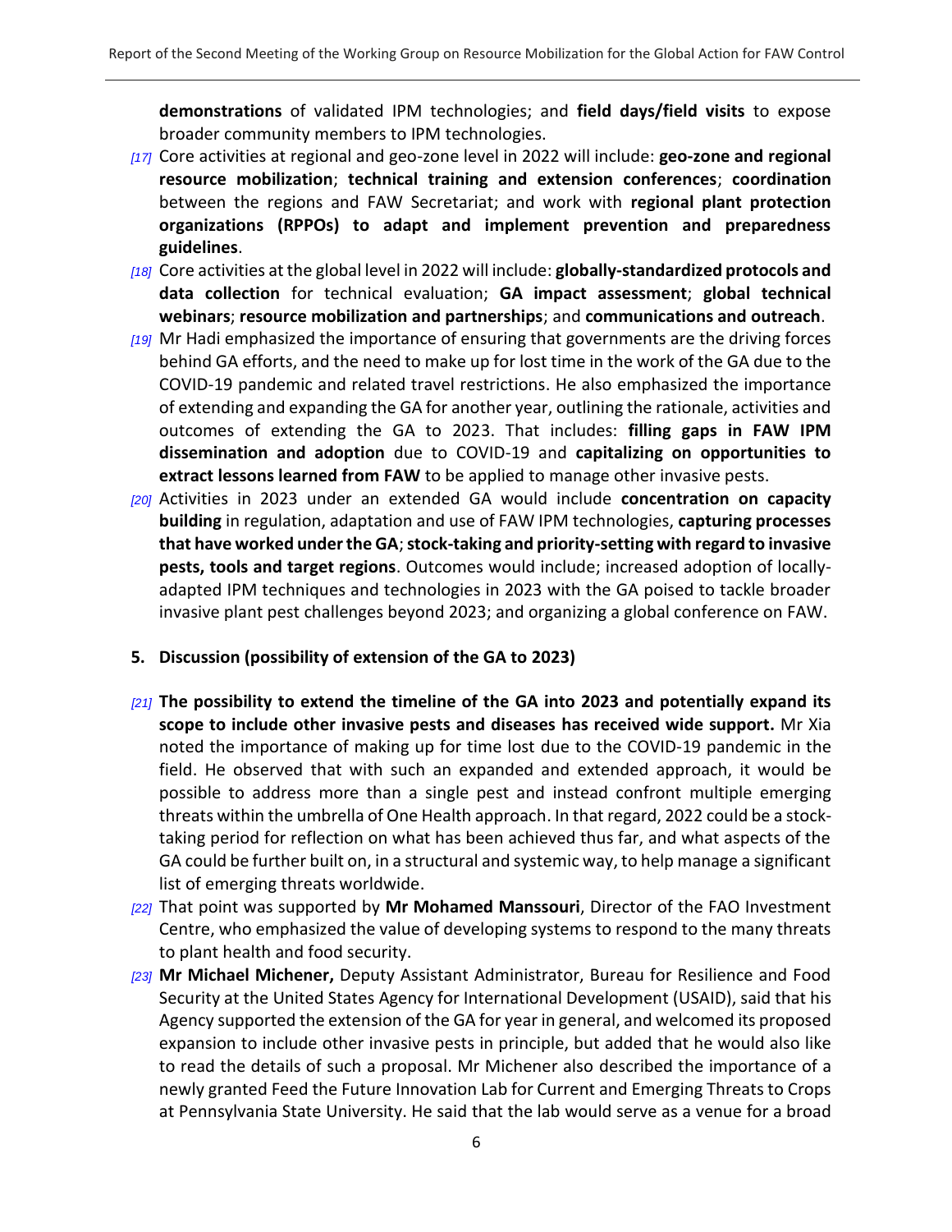**demonstrations** of validated IPM technologies; and **field days/field visits** to expose broader community members to IPM technologies.

*[17]* Core activities at regional and geo-zone level in 2022 will include: **geo-zone and regional resource mobilization**; **technical training and extension conferences**; **coordination** between the regions and FAW Secretariat; and work with **regional plant protection organizations (RPPOs) to adapt and implement prevention and preparedness guidelines**.

*[18]* Core activities at the global level in 2022 will include: **globally-standardized protocols and data collection** for technical evaluation; **GA impact assessment**; **global technical webinars**; **resource mobilization and partnerships**; and **communications and outreach**.

*[19]* Mr Hadi emphasized the importance of ensuring that governments are the driving forces behind GA efforts, and the need to make up for lost time in the work of the GA due to the COVID-19 pandemic and related travel restrictions. He also emphasized the importance of extending and expanding the GA for another year, outlining the rationale, activities and outcomes of extending the GA to 2023. That includes: **filling gaps in FAW IPM dissemination and adoption** due to COVID-19 and **capitalizing on opportunities to extract lessons learned from FAW** to be applied to manage other invasive pests.

*[20]* Activities in 2023 under an extended GA would include **concentration on capacity building** in regulation, adaptation and use of FAW IPM technologies, **capturing processes that have worked under the GA**; **stock-taking and priority-setting with regard to invasive pests, tools and target regions**. Outcomes would include; increased adoption of locally-adapted IPM techniques and technologies in 2023 with the GA poised to tackle broader invasive plant pest challenges beyond 2023; and organizing a global conference on FAW.

## 5. Discussion (possibility of extension of the GA to 2023)

*[21]* **The possibility to extend the timeline of the GA into 2023 and potentially expand its scope to include other invasive pests and diseases has received wide support.** Mr Xia noted the importance of making up for time lost due to the COVID-19 pandemic in the field. He observed that with such an expanded and extended approach, it would be possible to address more than a single pest and instead confront multiple emerging threats within the umbrella of One Health approach. In that regard, 2022 could be a stock-taking period for reflection on what has been achieved thus far, and what aspects of the GA could be further built on, in a structural and systemic way, to help manage a significant list of emerging threats worldwide.

*[22]* That point was supported by **Mr Mohamed Manssouri**, Director of the FAO Investment Centre, who emphasized the value of developing systems to respond to the many threats to plant health and food security.

*[23]* **Mr Michael Michener,** Deputy Assistant Administrator, Bureau for Resilience and Food Security at the United States Agency for International Development (USAID), said that his Agency supported the extension of the GA for year in general, and welcomed its proposed expansion to include other invasive pests in principle, but added that he would also like to read the details of such a proposal. Mr Michener also described the importance of a newly granted Feed the Future Innovation Lab for Current and Emerging Threats to Crops at Pennsylvania State University. He said that the lab would serve as a venue for a broad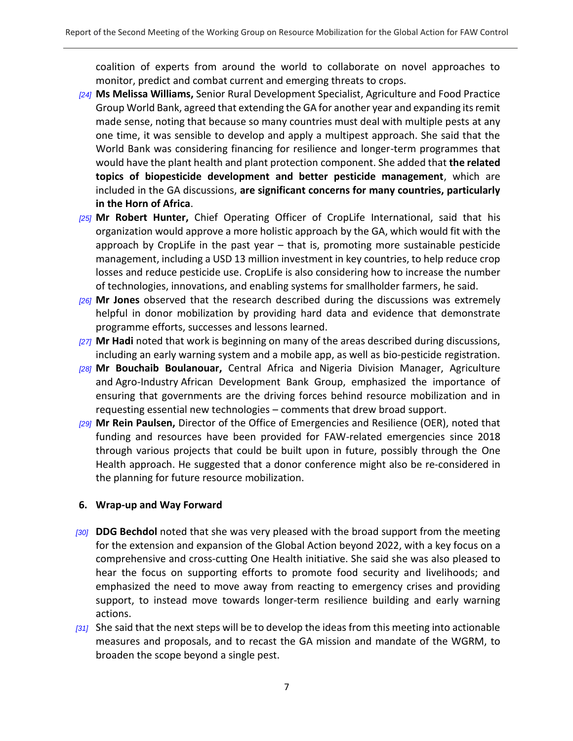coalition of experts from around the world to collaborate on novel approaches to monitor, predict and combat current and emerging threats to crops.

*[24]* **Ms Melissa Williams,** Senior Rural Development Specialist, Agriculture and Food Practice Group World Bank, agreed that extending the GA for another year and expanding its remit made sense, noting that because so many countries must deal with multiple pests at any one time, it was sensible to develop and apply a multipest approach. She said that the World Bank was considering financing for resilience and longer-term programmes that would have the plant health and plant protection component. She added that **the related topics of biopesticide development and better pesticide management**, which are included in the GA discussions, **are significant concerns for many countries, particularly in the Horn of Africa**.

*[25]* **Mr Robert Hunter,** Chief Operating Officer of CropLife International, said that his organization would approve a more holistic approach by the GA, which would fit with the approach by CropLife in the past year – that is, promoting more sustainable pesticide management, including a USD 13 million investment in key countries, to help reduce crop losses and reduce pesticide use. CropLife is also considering how to increase the number of technologies, innovations, and enabling systems for smallholder farmers, he said.

*[26]* **Mr Jones** observed that the research described during the discussions was extremely helpful in donor mobilization by providing hard data and evidence that demonstrate programme efforts, successes and lessons learned.

*[27]* **Mr Hadi** noted that work is beginning on many of the areas described during discussions, including an early warning system and a mobile app, as well as bio-pesticide registration.

*[28]* **Mr Bouchaib Boulanouar,** Central Africa and Nigeria Division Manager, Agriculture and Agro-Industry African Development Bank Group, emphasized the importance of ensuring that governments are the driving forces behind resource mobilization and in requesting essential new technologies – comments that drew broad support.

*[29]* **Mr Rein Paulsen,** Director of the Office of Emergencies and Resilience (OER), noted that funding and resources have been provided for FAW-related emergencies since 2018 through various projects that could be built upon in future, possibly through the One Health approach. He suggested that a donor conference might also be re-considered in the planning for future resource mobilization.

## 6. Wrap-up and Way Forward

*[30]* **DDG Bechdol** noted that she was very pleased with the broad support from the meeting for the extension and expansion of the Global Action beyond 2022, with a key focus on a comprehensive and cross-cutting One Health initiative. She said she was also pleased to hear the focus on supporting efforts to promote food security and livelihoods; and emphasized the need to move away from reacting to emergency crises and providing support, to instead move towards longer-term resilience building and early warning actions.

*[31]* She said that the next steps will be to develop the ideas from this meeting into actionable measures and proposals, and to recast the GA mission and mandate of the WGRM, to broaden the scope beyond a single pest.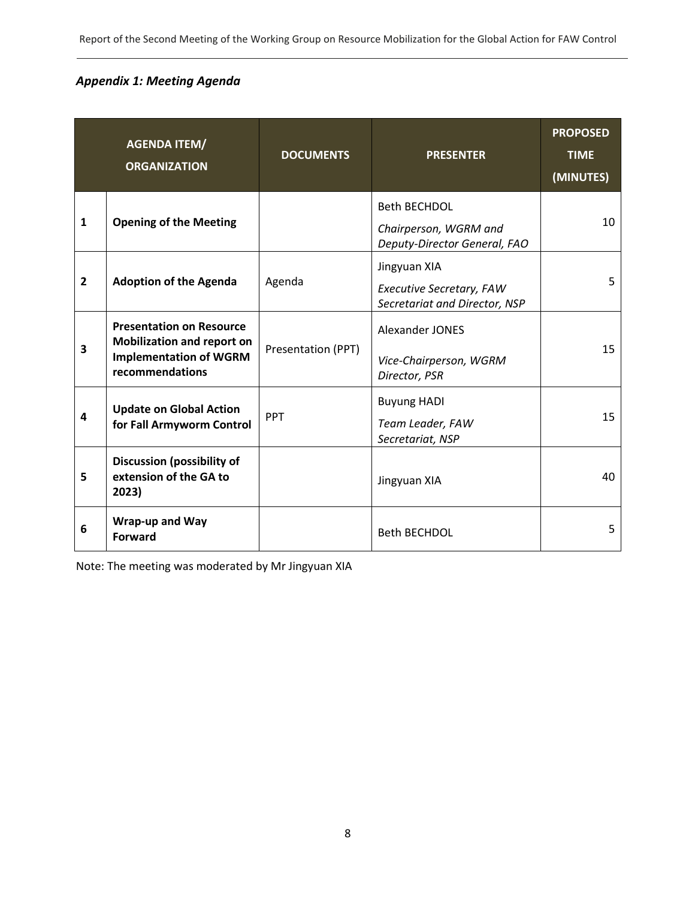### *Appendix 1: Meeting Agenda*

| AGENDA ITEM/ ORGANIZATION | | DOCUMENTS | PRESENTER | PROPOSED TIME (MINUTES) |
|---|---|---|---|---|
| **1** | **Opening of the Meeting** | | Beth BECHDOL<br>*Chairperson, WGRM and Deputy-Director General, FAO* | 10 |
| **2** | **Adoption of the Agenda** | Agenda | Jingyuan XIA<br>*Executive Secretary, FAW Secretariat and Director, NSP* | 5 |
| **3** | **Presentation on Resource Mobilization and report on Implementation of WGRM recommendations** | Presentation (PPT) | Alexander JONES<br>*Vice-Chairperson, WGRM Director, PSR* | 15 |
| **4** | **Update on Global Action for Fall Armyworm Control** | PPT | Buyung HADI<br>*Team Leader, FAW Secretariat, NSP* | 15 |
| **5** | **Discussion (possibility of extension of the GA to 2023)** | | Jingyuan XIA | 40 |
| **6** | **Wrap-up and Way Forward** | | Beth BECHDOL | 5 |

Note: The meeting was moderated by Mr Jingyuan XIA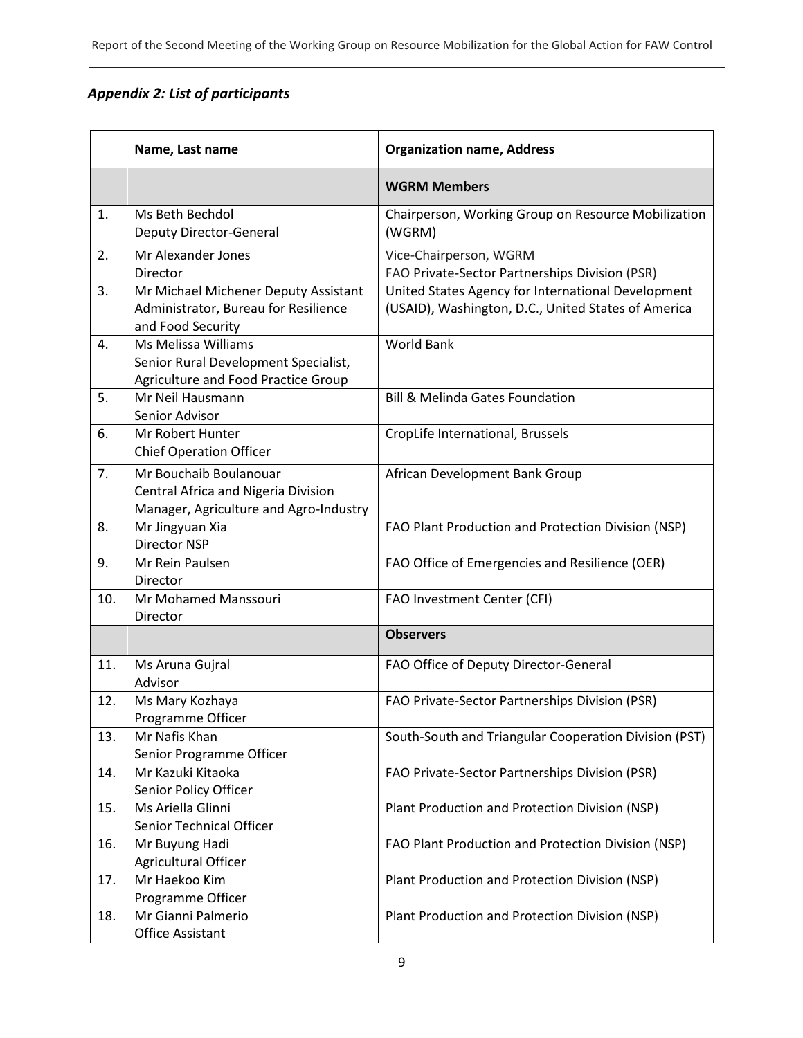### *Appendix 2: List of participants*

| | Name, Last name | Organization name, Address |
|---|---|---|
| | | **WGRM Members** |
| 1. | Ms Beth Bechdol<br>Deputy Director-General | Chairperson, Working Group on Resource Mobilization (WGRM) |
| 2. | Mr Alexander Jones<br>Director | Vice-Chairperson, WGRM<br>FAO Private-Sector Partnerships Division (PSR) |
| 3. | Mr Michael Michener Deputy Assistant Administrator, Bureau for Resilience and Food Security | United States Agency for International Development (USAID), Washington, D.C., United States of America |
| 4. | Ms Melissa Williams<br>Senior Rural Development Specialist, Agriculture and Food Practice Group | World Bank |
| 5. | Mr Neil Hausmann<br>Senior Advisor | Bill & Melinda Gates Foundation |
| 6. | Mr Robert Hunter<br>Chief Operation Officer | CropLife International, Brussels |
| 7. | Mr Bouchaib Boulanouar<br>Central Africa and Nigeria Division Manager, Agriculture and Agro-Industry | African Development Bank Group |
| 8. | Mr Jingyuan Xia<br>Director NSP | FAO Plant Production and Protection Division (NSP) |
| 9. | Mr Rein Paulsen<br>Director | FAO Office of Emergencies and Resilience (OER) |
| 10. | Mr Mohamed Manssouri<br>Director | FAO Investment Center (CFI) |
| | | **Observers** |
| 11. | Ms Aruna Gujral<br>Advisor | FAO Office of Deputy Director-General |
| 12. | Ms Mary Kozhaya<br>Programme Officer | FAO Private-Sector Partnerships Division (PSR) |
| 13. | Mr Nafis Khan<br>Senior Programme Officer | South-South and Triangular Cooperation Division (PST) |
| 14. | Mr Kazuki Kitaoka<br>Senior Policy Officer | FAO Private-Sector Partnerships Division (PSR) |
| 15. | Ms Ariella Glinni<br>Senior Technical Officer | Plant Production and Protection Division (NSP) |
| 16. | Mr Buyung Hadi<br>Agricultural Officer | FAO Plant Production and Protection Division (NSP) |
| 17. | Mr Haekoo Kim<br>Programme Officer | Plant Production and Protection Division (NSP) |
| 18. | Mr Gianni Palmerio<br>Office Assistant | Plant Production and Protection Division (NSP) |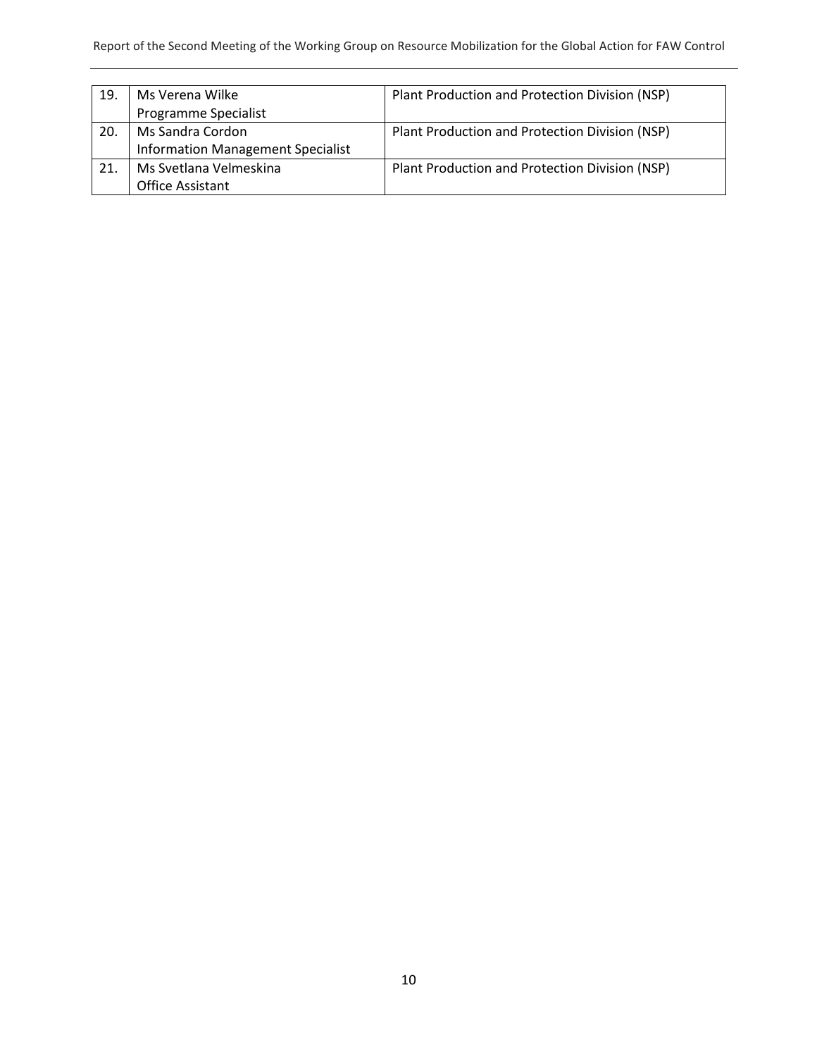| | | |
|---|---|---|
| 19. | Ms Verena Wilke<br>Programme Specialist | Plant Production and Protection Division (NSP) |
| 20. | Ms Sandra Cordon<br>Information Management Specialist | Plant Production and Protection Division (NSP) |
| 21. | Ms Svetlana Velmeskina<br>Office Assistant | Plant Production and Protection Division (NSP) |